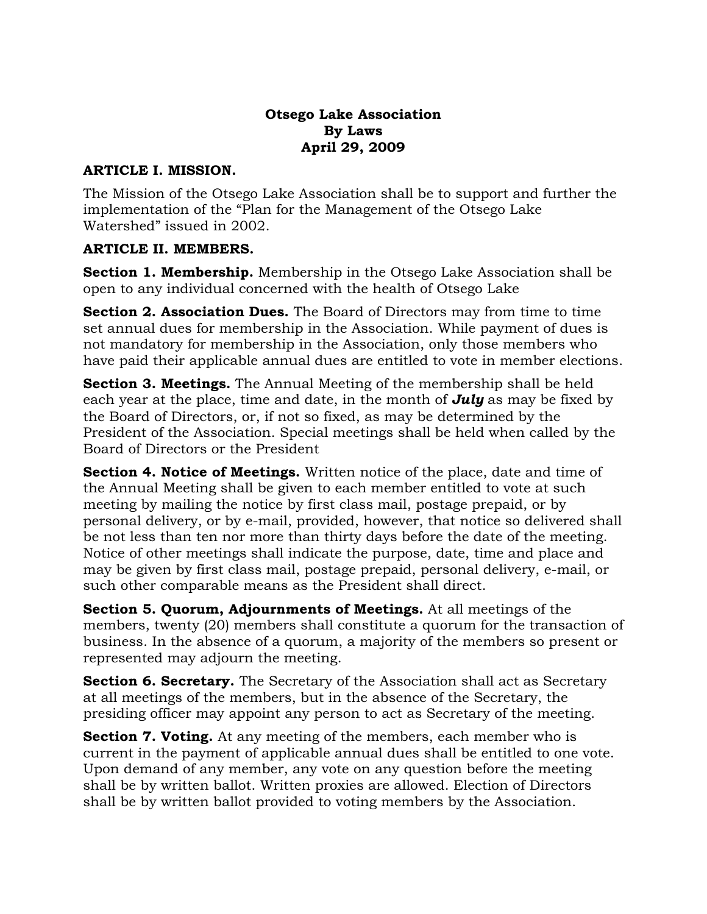# Otsego Lake Association
# By Laws
# April 29, 2009

## ARTICLE I. MISSION.

The Mission of the Otsego Lake Association shall be to support and further the implementation of the "Plan for the Management of the Otsego Lake Watershed" issued in 2002.

## ARTICLE II. MEMBERS.

**Section 1. Membership.** Membership in the Otsego Lake Association shall be open to any individual concerned with the health of Otsego Lake

**Section 2. Association Dues.** The Board of Directors may from time to time set annual dues for membership in the Association. While payment of dues is not mandatory for membership in the Association, only those members who have paid their applicable annual dues are entitled to vote in member elections.

**Section 3. Meetings.** The Annual Meeting of the membership shall be held each year at the place, time and date, in the month of ***July*** as may be fixed by the Board of Directors, or, if not so fixed, as may be determined by the President of the Association. Special meetings shall be held when called by the Board of Directors or the President

**Section 4. Notice of Meetings.** Written notice of the place, date and time of the Annual Meeting shall be given to each member entitled to vote at such meeting by mailing the notice by first class mail, postage prepaid, or by personal delivery, or by e-mail, provided, however, that notice so delivered shall be not less than ten nor more than thirty days before the date of the meeting. Notice of other meetings shall indicate the purpose, date, time and place and may be given by first class mail, postage prepaid, personal delivery, e-mail, or such other comparable means as the President shall direct.

**Section 5. Quorum, Adjournments of Meetings.** At all meetings of the members, twenty (20) members shall constitute a quorum for the transaction of business. In the absence of a quorum, a majority of the members so present or represented may adjourn the meeting.

**Section 6. Secretary.** The Secretary of the Association shall act as Secretary at all meetings of the members, but in the absence of the Secretary, the presiding officer may appoint any person to act as Secretary of the meeting.

**Section 7. Voting.** At any meeting of the members, each member who is current in the payment of applicable annual dues shall be entitled to one vote. Upon demand of any member, any vote on any question before the meeting shall be by written ballot. Written proxies are allowed. Election of Directors shall be by written ballot provided to voting members by the Association.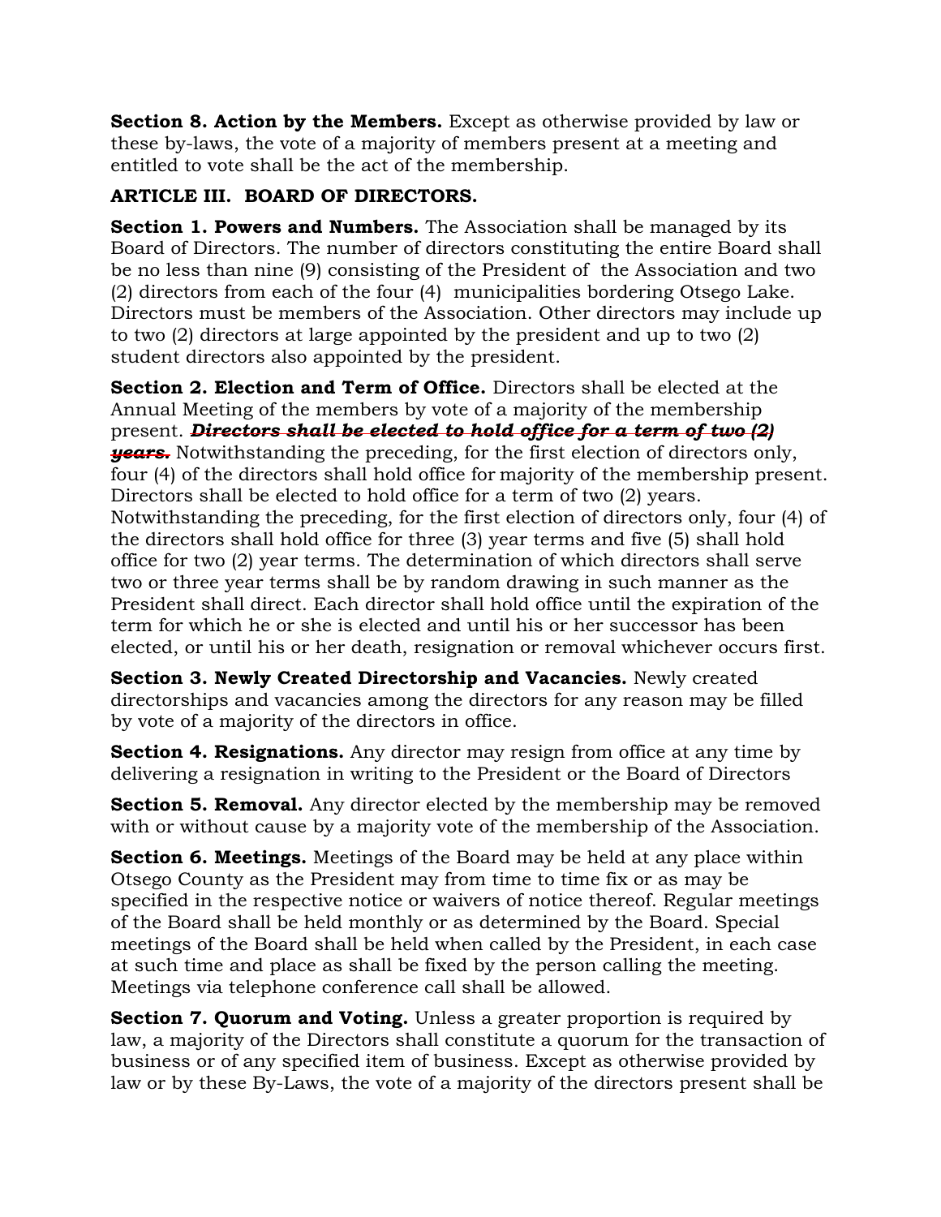**Section 8. Action by the Members.** Except as otherwise provided by law or these by-laws, the vote of a majority of members present at a meeting and entitled to vote shall be the act of the membership.

**ARTICLE III. BOARD OF DIRECTORS.**

**Section 1. Powers and Numbers.** The Association shall be managed by its Board of Directors. The number of directors constituting the entire Board shall be no less than nine (9) consisting of the President of the Association and two (2) directors from each of the four (4) municipalities bordering Otsego Lake. Directors must be members of the Association. Other directors may include up to two (2) directors at large appointed by the president and up to two (2) student directors also appointed by the president.

**Section 2. Election and Term of Office.** Directors shall be elected at the Annual Meeting of the members by vote of a majority of the membership present. ~~***Directors shall be elected to hold office for a term of two (2) years.***~~ Notwithstanding the preceding, for the first election of directors only, four (4) of the directors shall hold office for majority of the membership present. Directors shall be elected to hold office for a term of two (2) years. Notwithstanding the preceding, for the first election of directors only, four (4) of the directors shall hold office for three (3) year terms and five (5) shall hold office for two (2) year terms. The determination of which directors shall serve two or three year terms shall be by random drawing in such manner as the President shall direct. Each director shall hold office until the expiration of the term for which he or she is elected and until his or her successor has been elected, or until his or her death, resignation or removal whichever occurs first.

**Section 3. Newly Created Directorship and Vacancies.** Newly created directorships and vacancies among the directors for any reason may be filled by vote of a majority of the directors in office.

**Section 4. Resignations.** Any director may resign from office at any time by delivering a resignation in writing to the President or the Board of Directors

**Section 5. Removal.** Any director elected by the membership may be removed with or without cause by a majority vote of the membership of the Association.

**Section 6. Meetings.** Meetings of the Board may be held at any place within Otsego County as the President may from time to time fix or as may be specified in the respective notice or waivers of notice thereof. Regular meetings of the Board shall be held monthly or as determined by the Board. Special meetings of the Board shall be held when called by the President, in each case at such time and place as shall be fixed by the person calling the meeting. Meetings via telephone conference call shall be allowed.

**Section 7. Quorum and Voting.** Unless a greater proportion is required by law, a majority of the Directors shall constitute a quorum for the transaction of business or of any specified item of business. Except as otherwise provided by law or by these By-Laws, the vote of a majority of the directors present shall be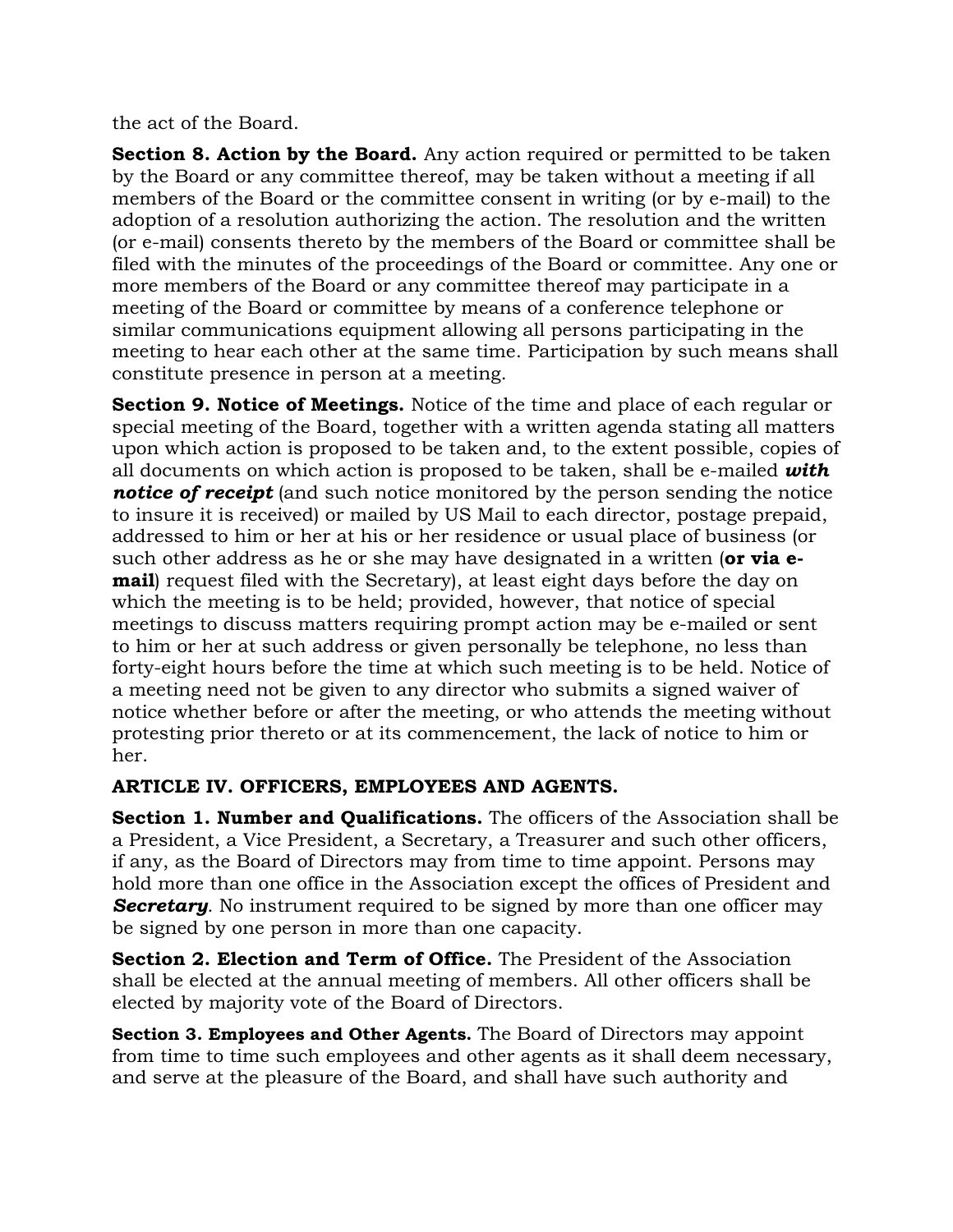the act of the Board.

**Section 8. Action by the Board.** Any action required or permitted to be taken by the Board or any committee thereof, may be taken without a meeting if all members of the Board or the committee consent in writing (or by e-mail) to the adoption of a resolution authorizing the action. The resolution and the written (or e-mail) consents thereto by the members of the Board or committee shall be filed with the minutes of the proceedings of the Board or committee. Any one or more members of the Board or any committee thereof may participate in a meeting of the Board or committee by means of a conference telephone or similar communications equipment allowing all persons participating in the meeting to hear each other at the same time. Participation by such means shall constitute presence in person at a meeting.

**Section 9. Notice of Meetings.** Notice of the time and place of each regular or special meeting of the Board, together with a written agenda stating all matters upon which action is proposed to be taken and, to the extent possible, copies of all documents on which action is proposed to be taken, shall be e-mailed ***with notice of receipt*** (and such notice monitored by the person sending the notice to insure it is received) or mailed by US Mail to each director, postage prepaid, addressed to him or her at his or her residence or usual place of business (or such other address as he or she may have designated in a written (**or via e-mail**) request filed with the Secretary), at least eight days before the day on which the meeting is to be held; provided, however, that notice of special meetings to discuss matters requiring prompt action may be e-mailed or sent to him or her at such address or given personally be telephone, no less than forty-eight hours before the time at which such meeting is to be held. Notice of a meeting need not be given to any director who submits a signed waiver of notice whether before or after the meeting, or who attends the meeting without protesting prior thereto or at its commencement, the lack of notice to him or her.

## ARTICLE IV. OFFICERS, EMPLOYEES AND AGENTS.

**Section 1. Number and Qualifications.** The officers of the Association shall be a President, a Vice President, a Secretary, a Treasurer and such other officers, if any, as the Board of Directors may from time to time appoint. Persons may hold more than one office in the Association except the offices of President and ***Secretary***. No instrument required to be signed by more than one officer may be signed by one person in more than one capacity.

**Section 2. Election and Term of Office.** The President of the Association shall be elected at the annual meeting of members. All other officers shall be elected by majority vote of the Board of Directors.

**Section 3. Employees and Other Agents.** The Board of Directors may appoint from time to time such employees and other agents as it shall deem necessary, and serve at the pleasure of the Board, and shall have such authority and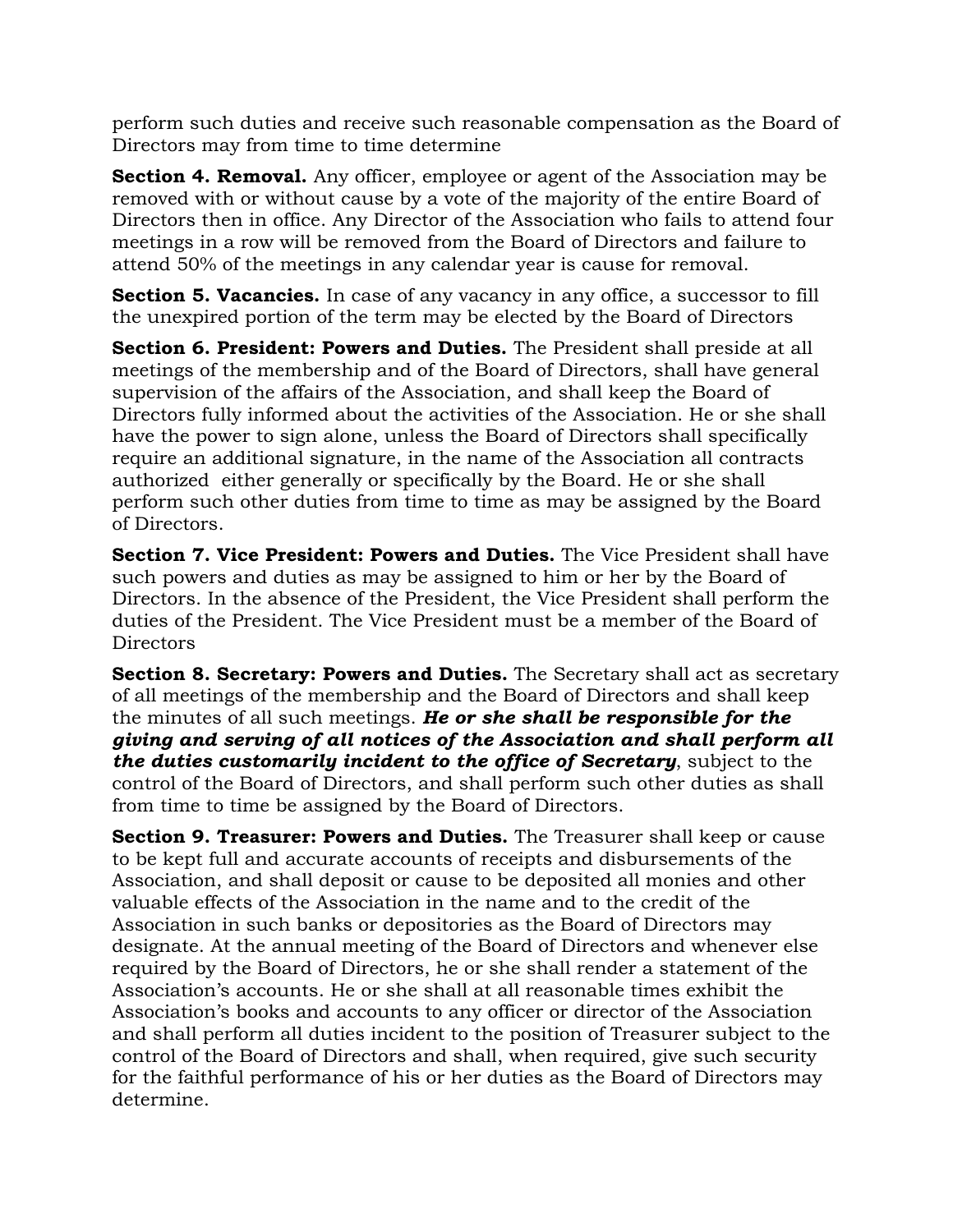perform such duties and receive such reasonable compensation as the Board of Directors may from time to time determine

**Section 4. Removal.** Any officer, employee or agent of the Association may be removed with or without cause by a vote of the majority of the entire Board of Directors then in office. Any Director of the Association who fails to attend four meetings in a row will be removed from the Board of Directors and failure to attend 50% of the meetings in any calendar year is cause for removal.

**Section 5. Vacancies.** In case of any vacancy in any office, a successor to fill the unexpired portion of the term may be elected by the Board of Directors

**Section 6. President: Powers and Duties.** The President shall preside at all meetings of the membership and of the Board of Directors, shall have general supervision of the affairs of the Association, and shall keep the Board of Directors fully informed about the activities of the Association. He or she shall have the power to sign alone, unless the Board of Directors shall specifically require an additional signature, in the name of the Association all contracts authorized either generally or specifically by the Board. He or she shall perform such other duties from time to time as may be assigned by the Board of Directors.

**Section 7. Vice President: Powers and Duties.** The Vice President shall have such powers and duties as may be assigned to him or her by the Board of Directors. In the absence of the President, the Vice President shall perform the duties of the President. The Vice President must be a member of the Board of Directors

**Section 8. Secretary: Powers and Duties.** The Secretary shall act as secretary of all meetings of the membership and the Board of Directors and shall keep the minutes of all such meetings. ***He or she shall be responsible for the giving and serving of all notices of the Association and shall perform all the duties customarily incident to the office of Secretary***, subject to the control of the Board of Directors, and shall perform such other duties as shall from time to time be assigned by the Board of Directors.

**Section 9. Treasurer: Powers and Duties.** The Treasurer shall keep or cause to be kept full and accurate accounts of receipts and disbursements of the Association, and shall deposit or cause to be deposited all monies and other valuable effects of the Association in the name and to the credit of the Association in such banks or depositories as the Board of Directors may designate. At the annual meeting of the Board of Directors and whenever else required by the Board of Directors, he or she shall render a statement of the Association's accounts. He or she shall at all reasonable times exhibit the Association's books and accounts to any officer or director of the Association and shall perform all duties incident to the position of Treasurer subject to the control of the Board of Directors and shall, when required, give such security for the faithful performance of his or her duties as the Board of Directors may determine.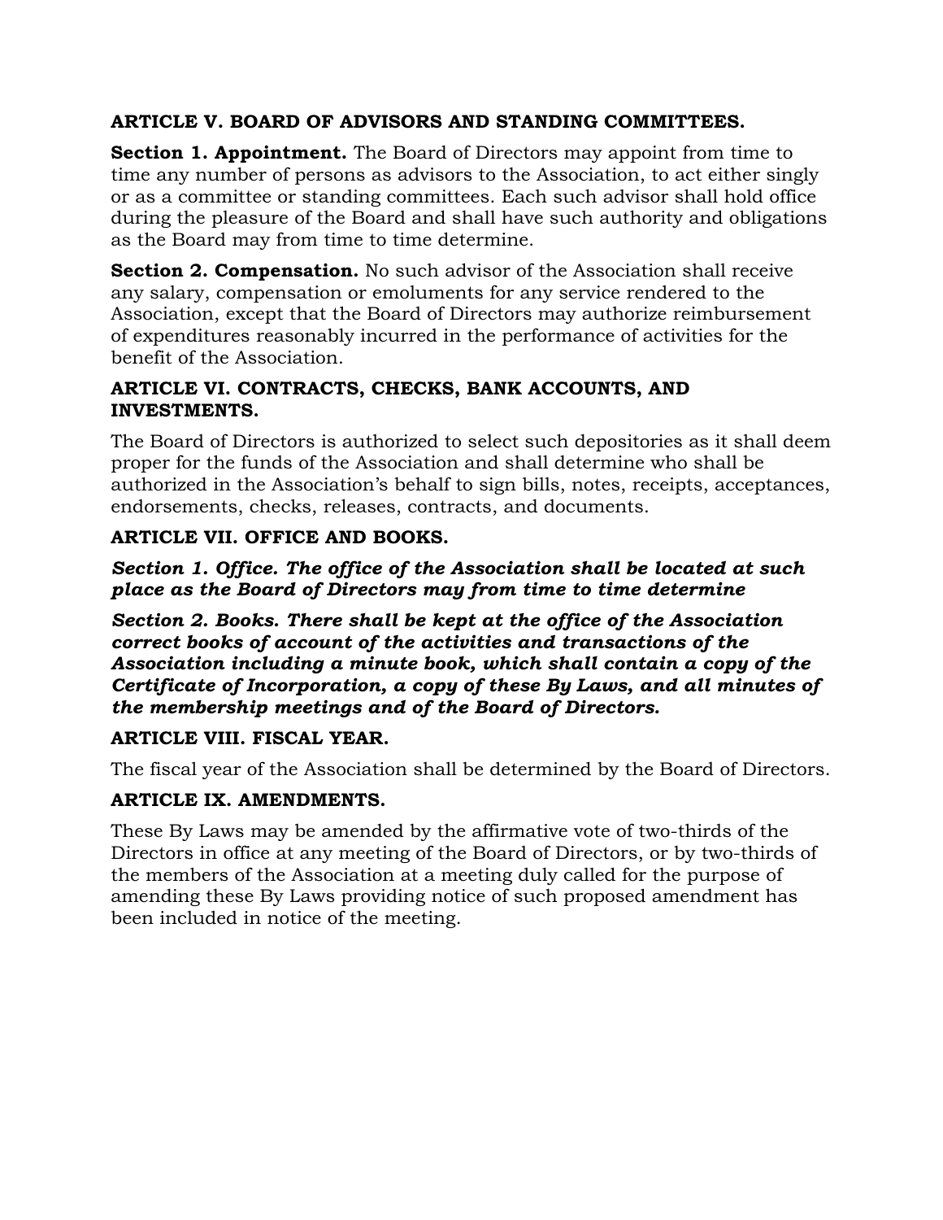### ARTICLE V. BOARD OF ADVISORS AND STANDING COMMITTEES.

**Section 1. Appointment.** The Board of Directors may appoint from time to time any number of persons as advisors to the Association, to act either singly or as a committee or standing committees. Each such advisor shall hold office during the pleasure of the Board and shall have such authority and obligations as the Board may from time to time determine.

**Section 2. Compensation.** No such advisor of the Association shall receive any salary, compensation or emoluments for any service rendered to the Association, except that the Board of Directors may authorize reimbursement of expenditures reasonably incurred in the performance of activities for the benefit of the Association.

### ARTICLE VI. CONTRACTS, CHECKS, BANK ACCOUNTS, AND INVESTMENTS.

The Board of Directors is authorized to select such depositories as it shall deem proper for the funds of the Association and shall determine who shall be authorized in the Association's behalf to sign bills, notes, receipts, acceptances, endorsements, checks, releases, contracts, and documents.

### ARTICLE VII. OFFICE AND BOOKS.

***Section 1. Office. The office of the Association shall be located at such place as the Board of Directors may from time to time determine***

***Section 2. Books. There shall be kept at the office of the Association correct books of account of the activities and transactions of the Association including a minute book, which shall contain a copy of the Certificate of Incorporation, a copy of these By Laws, and all minutes of the membership meetings and of the Board of Directors.***

### ARTICLE VIII. FISCAL YEAR.

The fiscal year of the Association shall be determined by the Board of Directors.

### ARTICLE IX. AMENDMENTS.

These By Laws may be amended by the affirmative vote of two-thirds of the Directors in office at any meeting of the Board of Directors, or by two-thirds of the members of the Association at a meeting duly called for the purpose of amending these By Laws providing notice of such proposed amendment has been included in notice of the meeting.